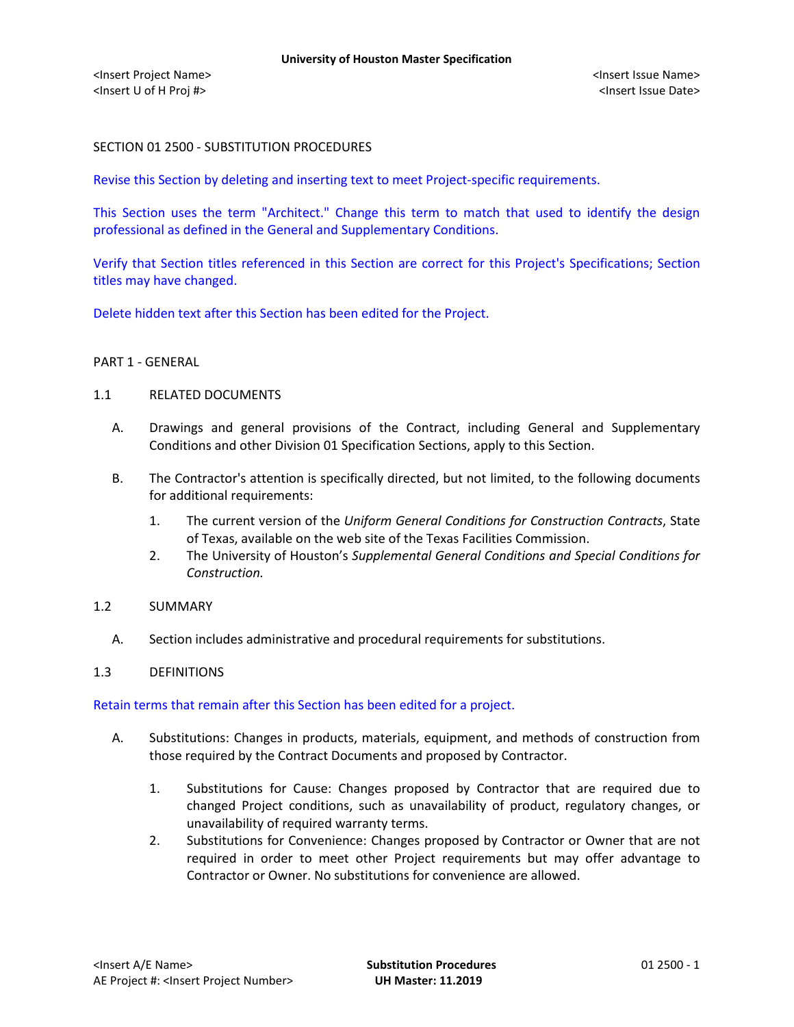SECTION 01 2500 - SUBSTITUTION PROCEDURES

Revise this Section by deleting and inserting text to meet Project-specific requirements.

This Section uses the term "Architect." Change this term to match that used to identify the design professional as defined in the General and Supplementary Conditions.

Verify that Section titles referenced in this Section are correct for this Project's Specifications; Section titles may have changed.

Delete hidden text after this Section has been edited for the Project.

## PART 1 - GENERAL

### 1.1 RELATED DOCUMENTS

A. Drawings and general provisions of the Contract, including General and Supplementary Conditions and other Division 01 Specification Sections, apply to this Section.

B. The Contractor's attention is specifically directed, but not limited, to the following documents for additional requirements:

1. The current version of the *Uniform General Conditions for Construction Contracts*, State of Texas, available on the web site of the Texas Facilities Commission.
2. The University of Houston's *Supplemental General Conditions and Special Conditions for Construction.*

### 1.2 SUMMARY

A. Section includes administrative and procedural requirements for substitutions.

### 1.3 DEFINITIONS

Retain terms that remain after this Section has been edited for a project.

A. Substitutions: Changes in products, materials, equipment, and methods of construction from those required by the Contract Documents and proposed by Contractor.

1. Substitutions for Cause: Changes proposed by Contractor that are required due to changed Project conditions, such as unavailability of product, regulatory changes, or unavailability of required warranty terms.
2. Substitutions for Convenience: Changes proposed by Contractor or Owner that are not required in order to meet other Project requirements but may offer advantage to Contractor or Owner. No substitutions for convenience are allowed.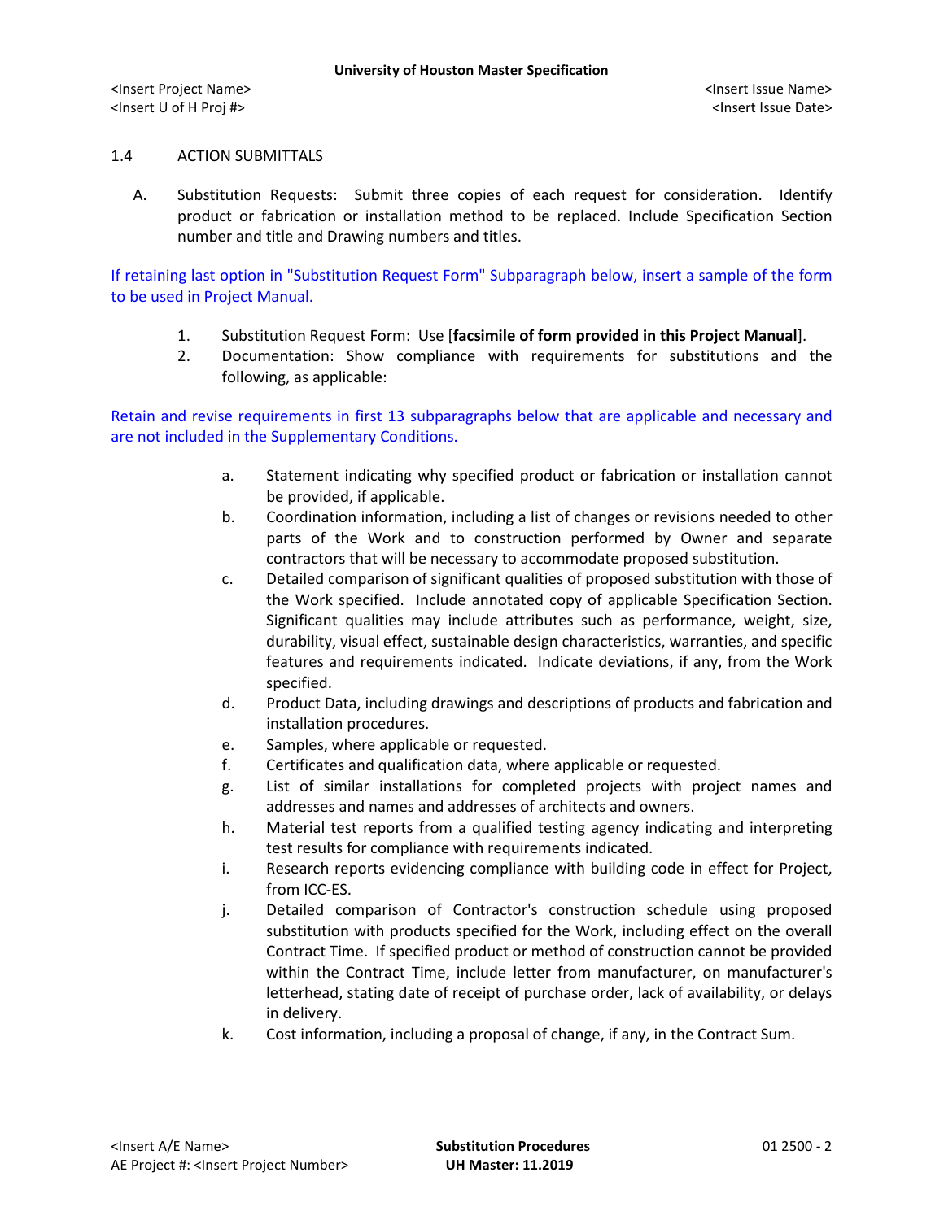1.4 ACTION SUBMITTALS

A. Substitution Requests: Submit three copies of each request for consideration. Identify product or fabrication or installation method to be replaced. Include Specification Section number and title and Drawing numbers and titles.

If retaining last option in "Substitution Request Form" Subparagraph below, insert a sample of the form to be used in Project Manual.

1. Substitution Request Form: Use [**facsimile of form provided in this Project Manual**].
2. Documentation: Show compliance with requirements for substitutions and the following, as applicable:

Retain and revise requirements in first 13 subparagraphs below that are applicable and necessary and are not included in the Supplementary Conditions.

a. Statement indicating why specified product or fabrication or installation cannot be provided, if applicable.
b. Coordination information, including a list of changes or revisions needed to other parts of the Work and to construction performed by Owner and separate contractors that will be necessary to accommodate proposed substitution.
c. Detailed comparison of significant qualities of proposed substitution with those of the Work specified. Include annotated copy of applicable Specification Section. Significant qualities may include attributes such as performance, weight, size, durability, visual effect, sustainable design characteristics, warranties, and specific features and requirements indicated. Indicate deviations, if any, from the Work specified.
d. Product Data, including drawings and descriptions of products and fabrication and installation procedures.
e. Samples, where applicable or requested.
f. Certificates and qualification data, where applicable or requested.
g. List of similar installations for completed projects with project names and addresses and names and addresses of architects and owners.
h. Material test reports from a qualified testing agency indicating and interpreting test results for compliance with requirements indicated.
i. Research reports evidencing compliance with building code in effect for Project, from ICC-ES.
j. Detailed comparison of Contractor's construction schedule using proposed substitution with products specified for the Work, including effect on the overall Contract Time. If specified product or method of construction cannot be provided within the Contract Time, include letter from manufacturer, on manufacturer's letterhead, stating date of receipt of purchase order, lack of availability, or delays in delivery.
k. Cost information, including a proposal of change, if any, in the Contract Sum.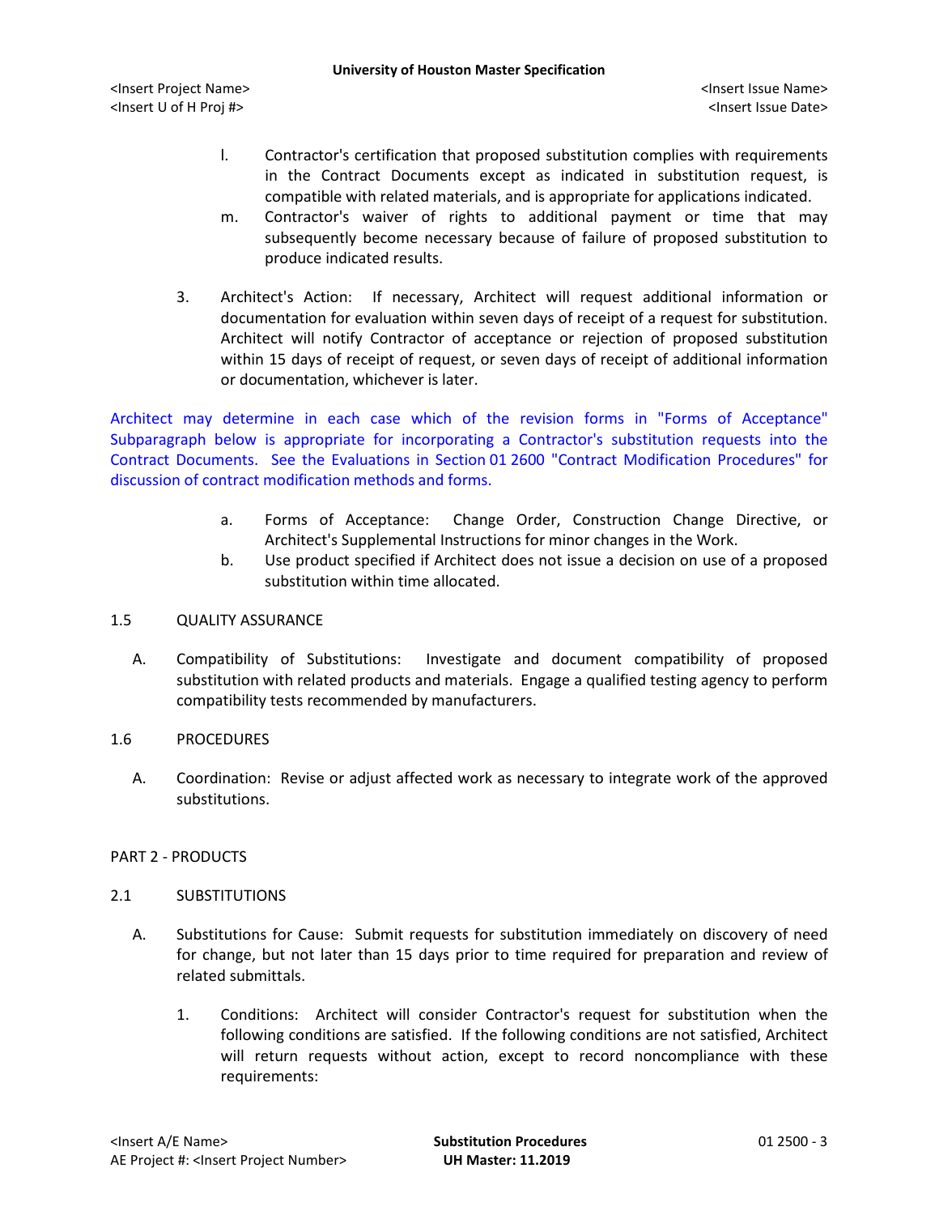l. Contractor's certification that proposed substitution complies with requirements in the Contract Documents except as indicated in substitution request, is compatible with related materials, and is appropriate for applications indicated.

m. Contractor's waiver of rights to additional payment or time that may subsequently become necessary because of failure of proposed substitution to produce indicated results.

3. Architect's Action: If necessary, Architect will request additional information or documentation for evaluation within seven days of receipt of a request for substitution. Architect will notify Contractor of acceptance or rejection of proposed substitution within 15 days of receipt of request, or seven days of receipt of additional information or documentation, whichever is later.

Architect may determine in each case which of the revision forms in "Forms of Acceptance" Subparagraph below is appropriate for incorporating a Contractor's substitution requests into the Contract Documents. See the Evaluations in Section 01 2600 "Contract Modification Procedures" for discussion of contract modification methods and forms.

a. Forms of Acceptance: Change Order, Construction Change Directive, or Architect's Supplemental Instructions for minor changes in the Work.

b. Use product specified if Architect does not issue a decision on use of a proposed substitution within time allocated.

## 1.5 QUALITY ASSURANCE

A. Compatibility of Substitutions: Investigate and document compatibility of proposed substitution with related products and materials. Engage a qualified testing agency to perform compatibility tests recommended by manufacturers.

## 1.6 PROCEDURES

A. Coordination: Revise or adjust affected work as necessary to integrate work of the approved substitutions.

# PART 2 - PRODUCTS

## 2.1 SUBSTITUTIONS

A. Substitutions for Cause: Submit requests for substitution immediately on discovery of need for change, but not later than 15 days prior to time required for preparation and review of related submittals.

1. Conditions: Architect will consider Contractor's request for substitution when the following conditions are satisfied. If the following conditions are not satisfied, Architect will return requests without action, except to record noncompliance with these requirements: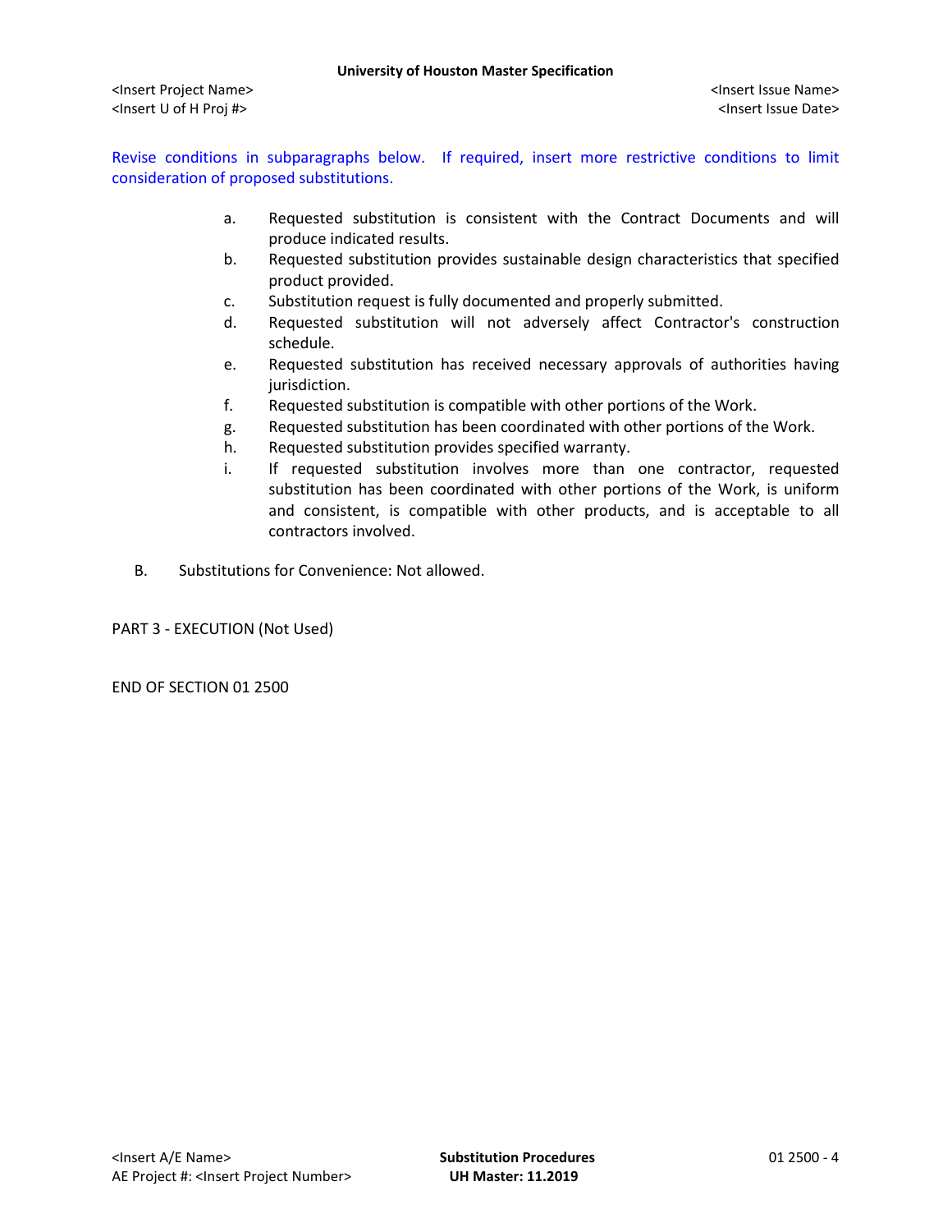Revise conditions in subparagraphs below. If required, insert more restrictive conditions to limit consideration of proposed substitutions.

a. Requested substitution is consistent with the Contract Documents and will produce indicated results.
b. Requested substitution provides sustainable design characteristics that specified product provided.
c. Substitution request is fully documented and properly submitted.
d. Requested substitution will not adversely affect Contractor's construction schedule.
e. Requested substitution has received necessary approvals of authorities having jurisdiction.
f. Requested substitution is compatible with other portions of the Work.
g. Requested substitution has been coordinated with other portions of the Work.
h. Requested substitution provides specified warranty.
i. If requested substitution involves more than one contractor, requested substitution has been coordinated with other portions of the Work, is uniform and consistent, is compatible with other products, and is acceptable to all contractors involved.

B. Substitutions for Convenience: Not allowed.

PART 3 - EXECUTION (Not Used)

END OF SECTION 01 2500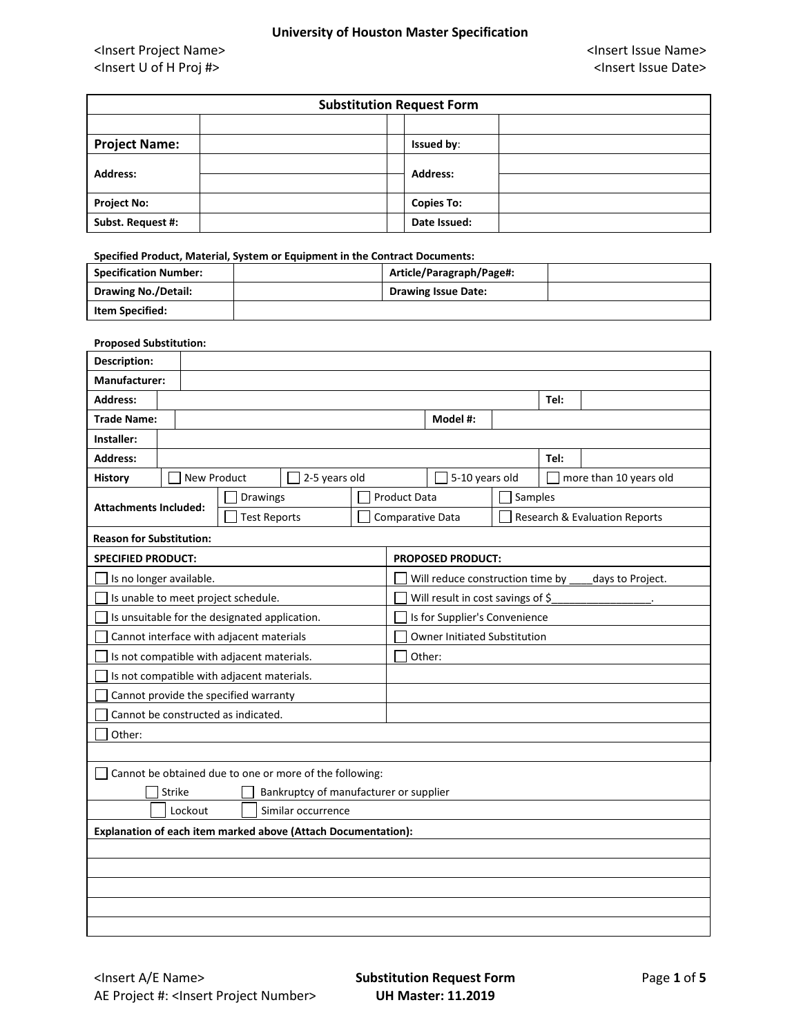## Substitution Request Form

| | | | |
|---|---|---|---|
| | | | |
| **Project Name:** | | **Issued by**: | |
| **Address:** | | **Address:** | |
| | | | |
| **Project No:** | | **Copies To:** | |
| **Subst. Request #:** | | **Date Issued:** | |

**Specified Product, Material, System or Equipment in the Contract Documents:**

| | | | |
|---|---|---|---|
| **Specification Number:** | | **Article/Paragraph/Page#:** | |
| **Drawing No./Detail:** | | **Drawing Issue Date:** | |
| **Item Specified:** | | | |

**Proposed Substitution:**

| | | | |
|---|---|---|---|
| **Description:** | | | |
| **Manufacturer:** | | | |
| **Address:** | | **Tel:** | |
| **Trade Name:** | | **Model #:** | |
| **Installer:** | | | |
| **Address:** | | **Tel:** | |

**History** ☐ New Product ☐ 2-5 years old ☐ 5-10 years old ☐ more than 10 years old

**Attachments Included:**

| | | |
|---|---|---|
| ☐ Drawings | ☐ Product Data | ☐ Samples |
| ☐ Test Reports | ☐ Comparative Data | ☐ Research & Evaluation Reports |

**Reason for Substitution:**

| **SPECIFIED PRODUCT:** | **PROPOSED PRODUCT:** |
|---|---|
| ☐ Is no longer available. | ☐ Will reduce construction time by ____days to Project. |
| ☐ Is unable to meet project schedule. | ☐ Will result in cost savings of $_________________. |
| ☐ Is unsuitable for the designated application. | ☐ Is for Supplier's Convenience |
| ☐ Cannot interface with adjacent materials | ☐ Owner Initiated Substitution |
| ☐ Is not compatible with adjacent materials. | ☐ Other: |
| ☐ Is not compatible with adjacent materials. | |
| ☐ Cannot provide the specified warranty | |
| ☐ Cannot be constructed as indicated. | |
| ☐ Other: | |

☐ Cannot be obtained due to one or more of the following:

☐ Strike ☐ Bankruptcy of manufacturer or supplier

☐ Lockout ☐ Similar occurrence

**Explanation of each item marked above (Attach Documentation):**

| |
|---|
| |
| |
| |
| |
| |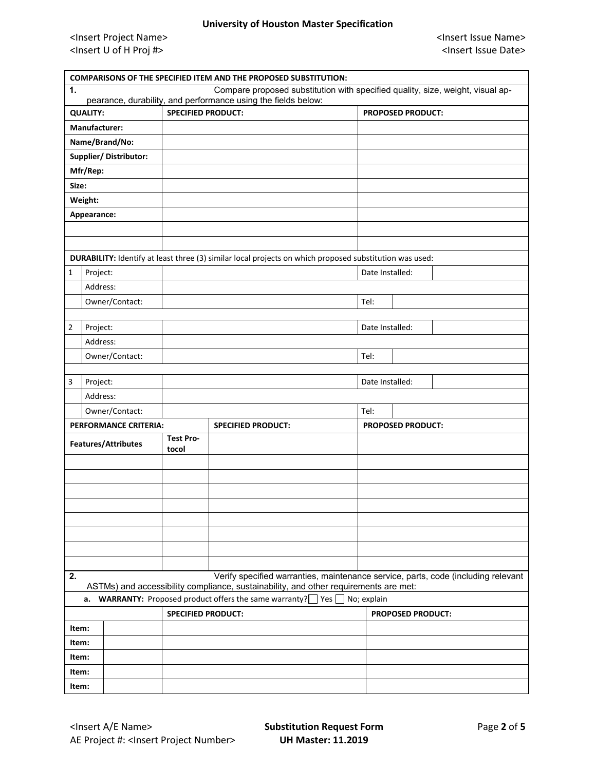**COMPARISONS OF THE SPECIFIED ITEM AND THE PROPOSED SUBSTITUTION:**

**1.** Compare proposed substitution with specified quality, size, weight, visual appearance, durability, and performance using the fields below:

| QUALITY: | SPECIFIED PRODUCT: | PROPOSED PRODUCT: |
|---|---|---|
| Manufacturer: | | |
| Name/Brand/No: | | |
| Supplier/ Distributor: | | |
| Mfr/Rep: | | |
| Size: | | |
| Weight: | | |
| Appearance: | | |
| | | |
| | | |

**DURABILITY:** Identify at least three (3) similar local projects on which proposed substitution was used:

| # | Field | | | |
|---|---|---|---|---|
| 1 | Project: | | Date Installed: | |
| | Address: | | | |
| | Owner/Contact: | | Tel: | |
| 2 | Project: | | Date Installed: | |
| | Address: | | | |
| | Owner/Contact: | | Tel: | |
| 3 | Project: | | Date Installed: | |
| | Address: | | | |
| | Owner/Contact: | | Tel: | |

| PERFORMANCE CRITERIA: | | SPECIFIED PRODUCT: | PROPOSED PRODUCT: |
|---|---|---|---|
| Features/Attributes | Test Protocol | | |
| | | | |
| | | | |
| | | | |
| | | | |
| | | | |
| | | | |
| | | | |
| | | | |

**2.** Verify specified warranties, maintenance service, parts, code (including relevant ASTMs) and accessibility compliance, sustainability, and other requirements are met:

a. **WARRANTY:** Proposed product offers the same warranty? ☐ Yes ☐ No; explain

| | | SPECIFIED PRODUCT: | PROPOSED PRODUCT: |
|---|---|---|---|
| Item: | | | |
| Item: | | | |
| Item: | | | |
| Item: | | | |
| Item: | | | |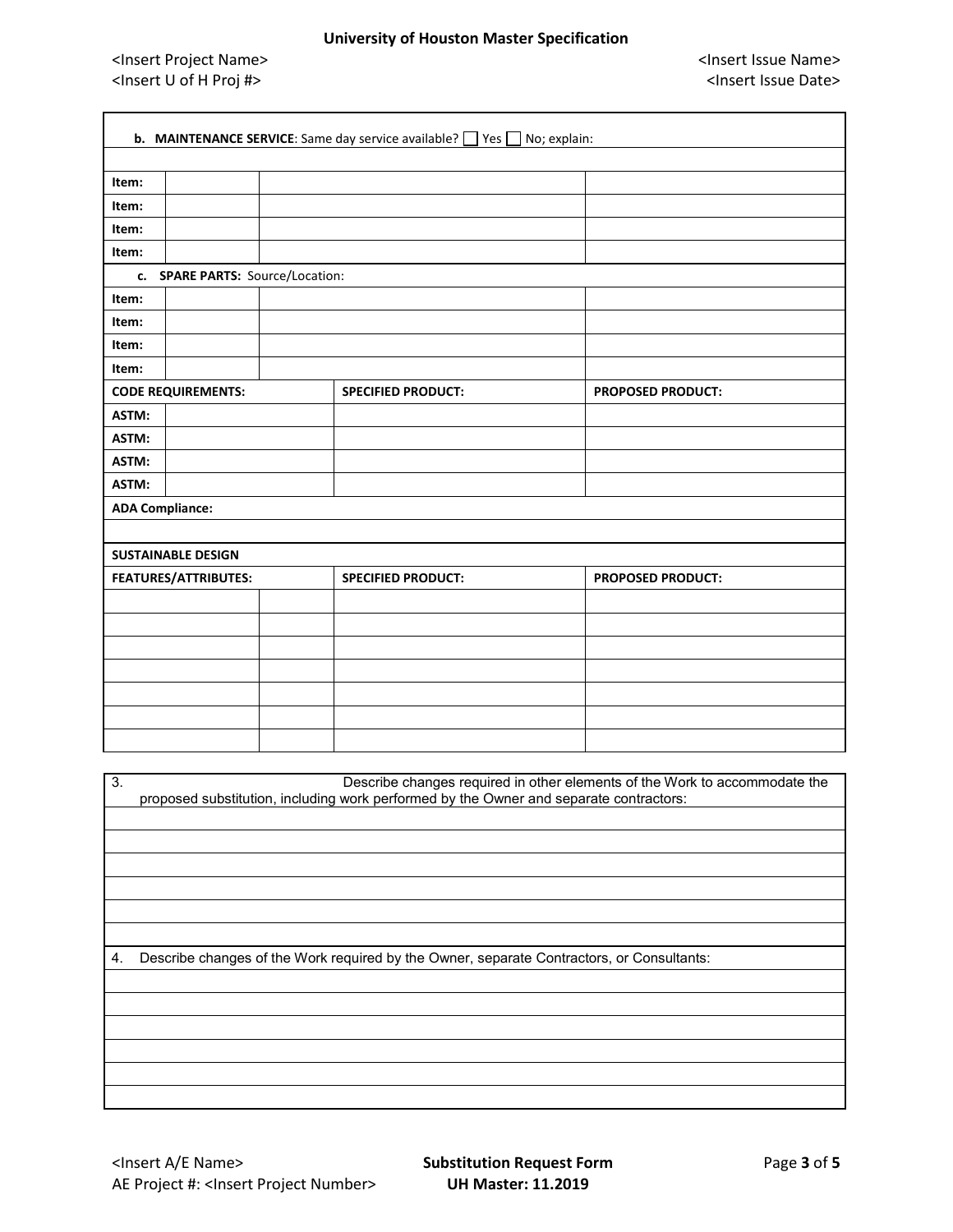| **b. MAINTENANCE SERVICE**: Same day service available? ☐ Yes ☐ No; explain: | | | |
|---|---|---|---|
| | | | |
| **Item:** | | | |
| **Item:** | | | |
| **Item:** | | | |
| **Item:** | | | |
| **c. SPARE PARTS:** Source/Location: | | | |
| **Item:** | | | |
| **Item:** | | | |
| **Item:** | | | |
| **Item:** | | | |

| **CODE REQUIREMENTS:** | | **SPECIFIED PRODUCT:** | **PROPOSED PRODUCT:** |
|---|---|---|---|
| **ASTM:** | | | |
| **ASTM:** | | | |
| **ASTM:** | | | |
| **ASTM:** | | | |
| **ADA Compliance:** | | | |
| | | | |

| **SUSTAINABLE DESIGN** | | | |
|---|---|---|---|
| **FEATURES/ATTRIBUTES:** | | **SPECIFIED PRODUCT:** | **PROPOSED PRODUCT:** |
| | | | |
| | | | |
| | | | |
| | | | |
| | | | |
| | | | |
| | | | |

| 3. Describe changes required in other elements of the Work to accommodate the proposed substitution, including work performed by the Owner and separate contractors: |
|---|
| |
| |
| |
| |
| |
| |

| 4. Describe changes of the Work required by the Owner, separate Contractors, or Consultants: |
|---|
| |
| |
| |
| |
| |
| |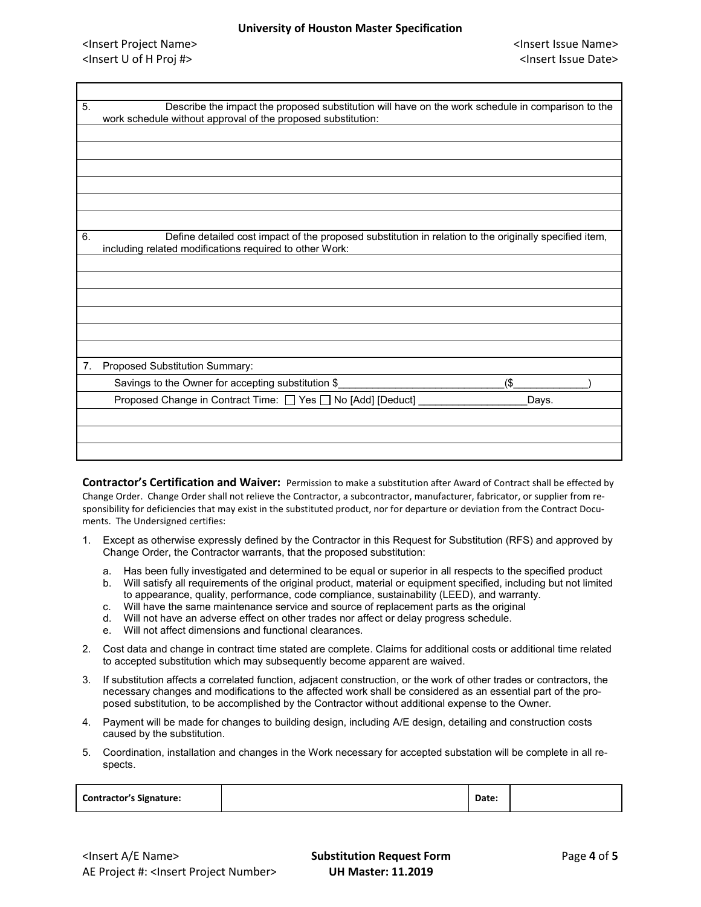| | |
|---|---|
| 5. | Describe the impact the proposed substitution will have on the work schedule in comparison to the work schedule without approval of the proposed substitution: |
| | |
| | |
| | |
| | |
| | |
| | |
| 6. | Define detailed cost impact of the proposed substitution in relation to the originally specified item, including related modifications required to other Work: |
| | |
| | |
| | |
| | |
| | |
| | |
| 7. | Proposed Substitution Summary: |
| | Savings to the Owner for accepting substitution $____________________________($_____________) |
| | Proposed Change in Contract Time: ☐ Yes ☐ No [Add] [Deduct] ___________________Days. |
| | |
| | |
| | |

**Contractor's Certification and Waiver:** Permission to make a substitution after Award of Contract shall be effected by Change Order. Change Order shall not relieve the Contractor, a subcontractor, manufacturer, fabricator, or supplier from responsibility for deficiencies that may exist in the substituted product, nor for departure or deviation from the Contract Documents. The Undersigned certifies:

1. Except as otherwise expressly defined by the Contractor in this Request for Substitution (RFS) and approved by Change Order, the Contractor warrants, that the proposed substitution:
   a. Has been fully investigated and determined to be equal or superior in all respects to the specified product
   b. Will satisfy all requirements of the original product, material or equipment specified, including but not limited to appearance, quality, performance, code compliance, sustainability (LEED), and warranty.
   c. Will have the same maintenance service and source of replacement parts as the original
   d. Will not have an adverse effect on other trades nor affect or delay progress schedule.
   e. Will not affect dimensions and functional clearances.
2. Cost data and change in contract time stated are complete. Claims for additional costs or additional time related to accepted substitution which may subsequently become apparent are waived.
3. If substitution affects a correlated function, adjacent construction, or the work of other trades or contractors, the necessary changes and modifications to the affected work shall be considered as an essential part of the proposed substitution, to be accomplished by the Contractor without additional expense to the Owner.
4. Payment will be made for changes to building design, including A/E design, detailing and construction costs caused by the substitution.
5. Coordination, installation and changes in the Work necessary for accepted substation will be complete in all respects.

| **Contractor's Signature:** | | **Date:** | |
|---|---|---|---|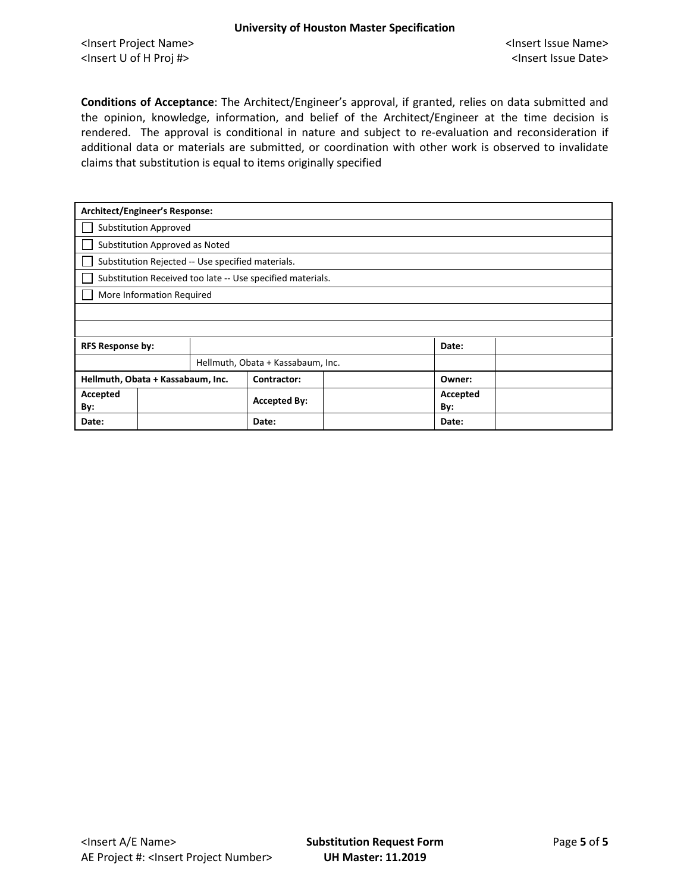**Conditions of Acceptance**: The Architect/Engineer's approval, if granted, relies on data submitted and the opinion, knowledge, information, and belief of the Architect/Engineer at the time decision is rendered. The approval is conditional in nature and subject to re-evaluation and reconsideration if additional data or materials are submitted, or coordination with other work is observed to invalidate claims that substitution is equal to items originally specified

| | | | | | |
|---|---|---|---|---|---|
| **Architect/Engineer's Response:** | | | | | |
| ☐ Substitution Approved | | | | | |
| ☐ Substitution Approved as Noted | | | | | |
| ☐ Substitution Rejected -- Use specified materials. | | | | | |
| ☐ Substitution Received too late -- Use specified materials. | | | | | |
| ☐ More Information Required | | | | | |
| | | | | | |
| | | | | | |
| **RFS Response by:** | | | | **Date:** | |
| | Hellmuth, Obata + Kassabaum, Inc. | | | | |
| **Hellmuth, Obata + Kassabaum, Inc.** | | **Contractor:** | | **Owner:** | |
| **Accepted By:** | | **Accepted By:** | | **Accepted By:** | |
| **Date:** | | **Date:** | | **Date:** | |